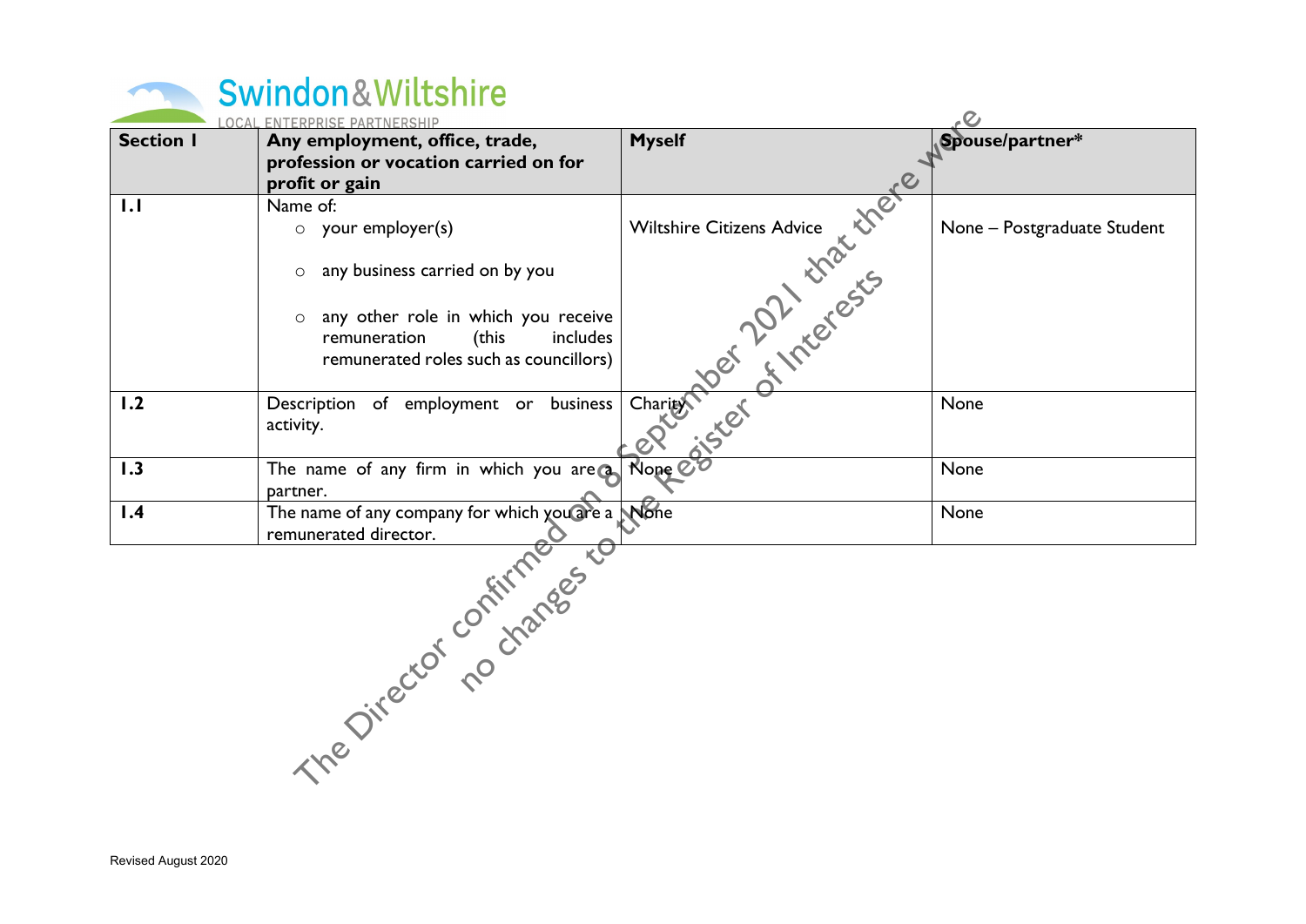Swindon & Wiltshire

LOCAL ENTERPRISE PARTNERSHIP

| Section 1 | Any employment, office, trade, profession or vocation carried on for profit or gain | Myself | Spouse/partner* |
|---|---|---|---|
| 1.1 | Name of:<br>○ your employer(s)<br>○ any business carried on by you<br>○ any other role in which you receive remuneration (this includes remunerated roles such as councillors) | Wiltshire Citizens Advice | None – Postgraduate Student |
| 1.2 | Description of employment or business activity. | Charity | None |
| 1.3 | The name of any firm in which you are a partner. | None | None |
| 1.4 | The name of any company for which you are a remunerated director. | None | None |

The Director confirmed on 8 September 2021 that there were no changes to the Register of Interests

Revised August 2020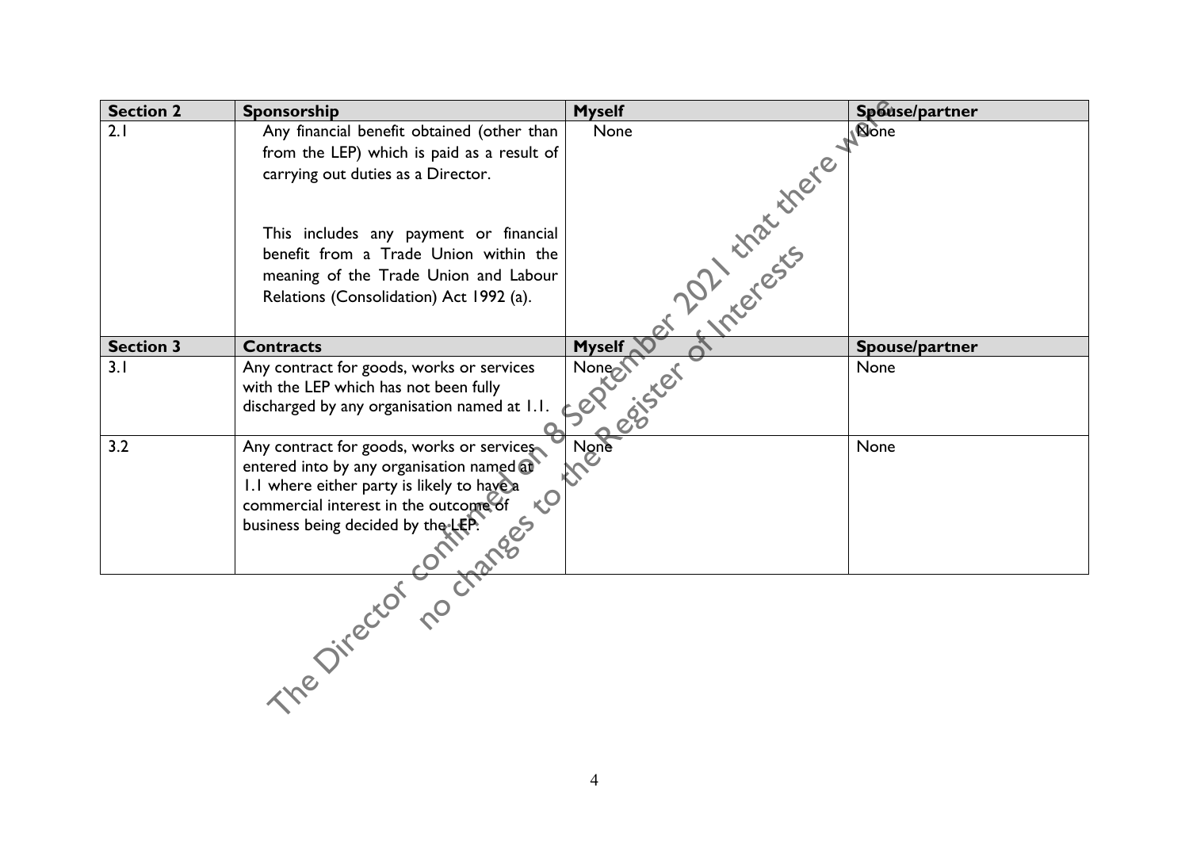| Section 2 | Sponsorship | Myself | Spouse/partner |
|---|---|---|---|
| 2.1 | Any financial benefit obtained (other than from the LEP) which is paid as a result of carrying out duties as a Director.<br><br>This includes any payment or financial benefit from a Trade Union within the meaning of the Trade Union and Labour Relations (Consolidation) Act 1992 (a). | None | None |
| **Section 3** | **Contracts** | **Myself** | **Spouse/partner** |
| 3.1 | Any contract for goods, works or services with the LEP which has not been fully discharged by any organisation named at 1.1. | None | None |
| 3.2 | Any contract for goods, works or services entered into by any organisation named at 1.1 where either party is likely to have a commercial interest in the outcome of business being decided by the LEP. | None | None |

The Director confirmed on 8 September 2021 that there were no changes to the Register of Interests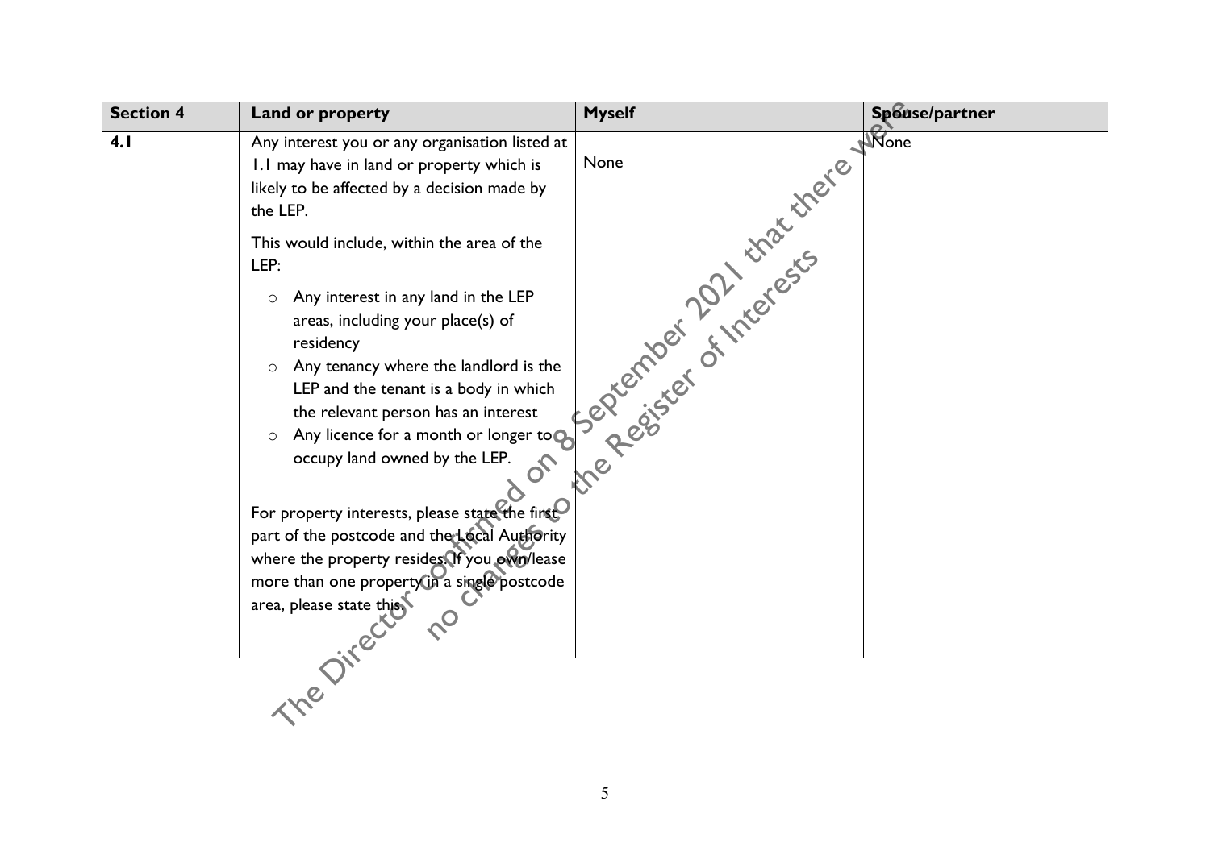| Section 4 | Land or property | Myself | Spouse/partner |
|---|---|---|---|
| 4.1 | Any interest you or any organisation listed at 1.1 may have in land or property which is likely to be affected by a decision made by the LEP.<br><br>This would include, within the area of the LEP:<br><br>- Any interest in any land in the LEP areas, including your place(s) of residency<br>- Any tenancy where the landlord is the LEP and the tenant is a body in which the relevant person has an interest<br>- Any licence for a month or longer to occupy land owned by the LEP.<br><br>For property interests, please state the first part of the postcode and the Local Authority where the property resides. If you own/lease more than one property in a single postcode area, please state this. | None | None |

The Director confirmed on 8 September 2021 that there were no changes to the Register of Interests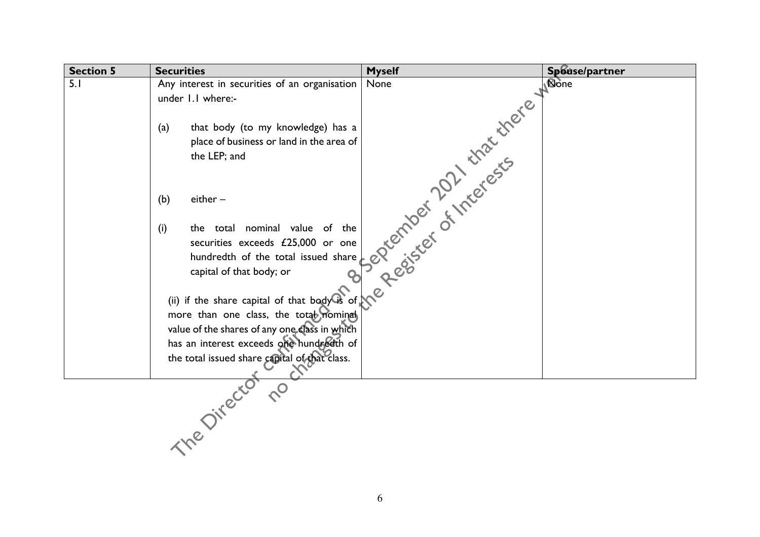| Section 5 | Securities | Myself | Spouse/partner |
|---|---|---|---|
| 5.1 | Any interest in securities of an organisation under 1.1 where:-<br><br>(a) that body (to my knowledge) has a place of business or land in the area of the LEP; and<br><br>(b) either –<br><br>(i) the total nominal value of the securities exceeds £25,000 or one hundredth of the total issued share capital of that body; or<br><br>(ii) if the share capital of that body is of more than one class, the total nominal value of the shares of any one class in which has an interest exceeds one hundredth of the total issued share capital of that class. | None | None |

The Director confirmed on 8 September 2021 that there were no changes to the Register of Interests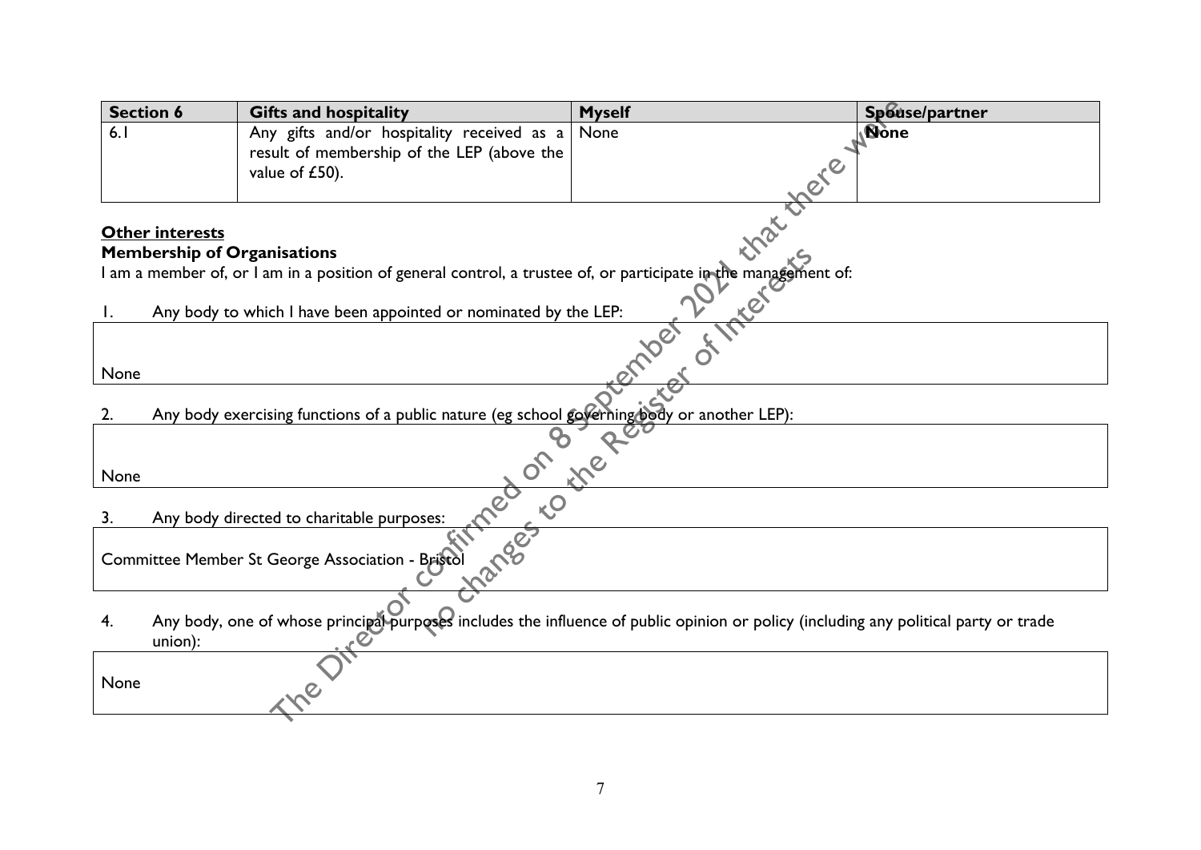| Section 6 | Gifts and hospitality | Myself | Spouse/partner |
|---|---|---|---|
| 6.1 | Any gifts and/or hospitality received as a result of membership of the LEP (above the value of £50). | None | None |

**Other interests**

**Membership of Organisations**

I am a member of, or I am in a position of general control, a trustee of, or participate in the management of:

1. Any body to which I have been appointed or nominated by the LEP:

| None |
|---|

2. Any body exercising functions of a public nature (eg school governing body or another LEP):

| None |
|---|

3. Any body directed to charitable purposes:

| Committee Member St George Association - Bristol |
|---|

4. Any body, one of whose principal purposes includes the influence of public opinion or policy (including any political party or trade union):

| None |
|---|

The Director confirmed on 8 September 2021 that there were no changes to the Register of Interests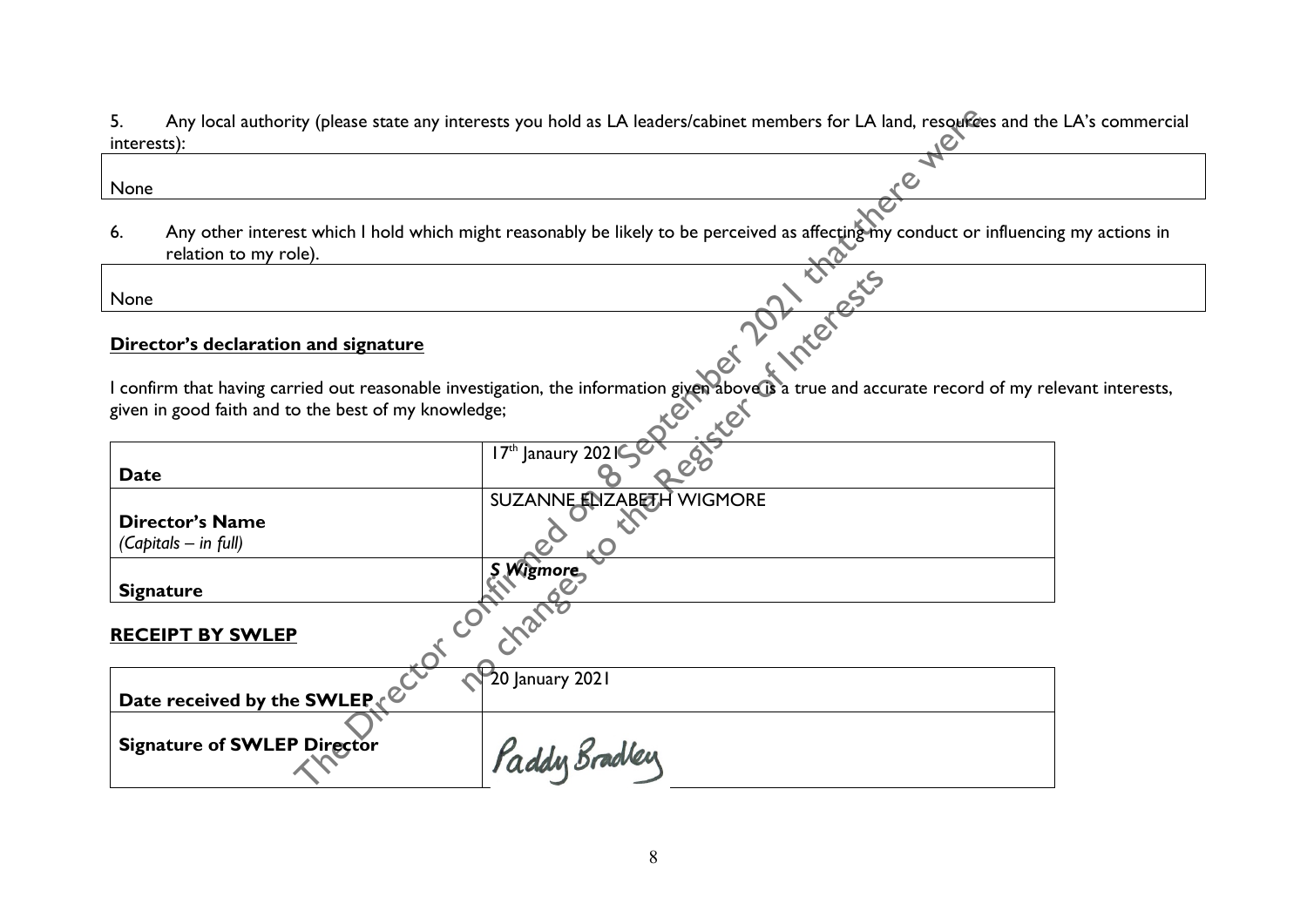5. Any local authority (please state any interests you hold as LA leaders/cabinet members for LA land, resources and the LA's commercial interests):

| None |
|---|

6. Any other interest which I hold which might reasonably be likely to be perceived as affecting my conduct or influencing my actions in relation to my role).

| None |
|---|

The Director confirmed on 8 September 2021 that there were no changes to the Register of Interests

**Director's declaration and signature**

I confirm that having carried out reasonable investigation, the information given above is a true and accurate record of my relevant interests, given in good faith and to the best of my knowledge;

| | |
|---|---|
| **Date** | 17th Janaury 2021 |
| **Director's Name** *(Capitals – in full)* | SUZANNE ELIZABETH WIGMORE |
| **Signature** | ***S Wigmore*** |

**RECEIPT BY SWLEP**

| | |
|---|---|
| **Date received by the SWLEP** | 20 January 2021 |
| **Signature of SWLEP Director** | Paddy Bradley |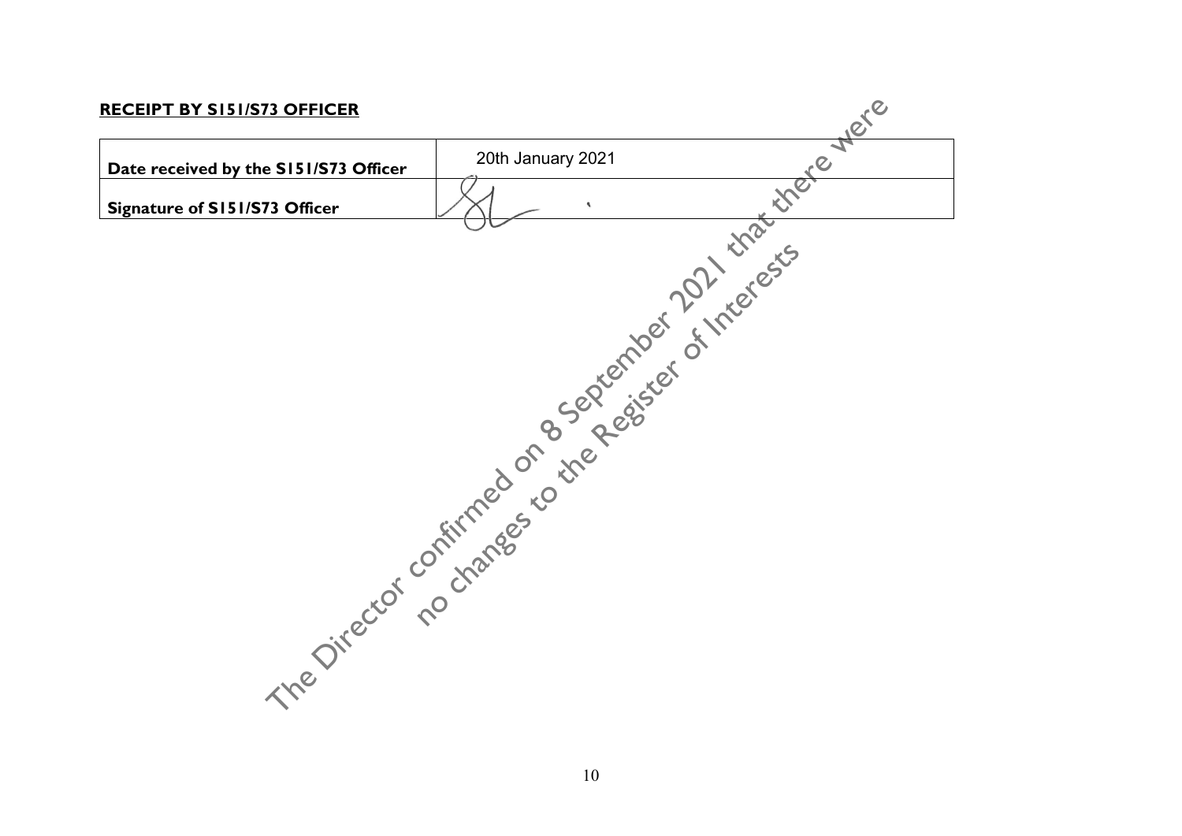**RECEIPT BY S151/S73 OFFICER**

| | |
|---|---|
| Date received by the S151/S73 Officer | 20th January 2021 |
| Signature of S151/S73 Officer | |

The Director confirmed on 8 September 2021 that there were no changes to the Register of Interests